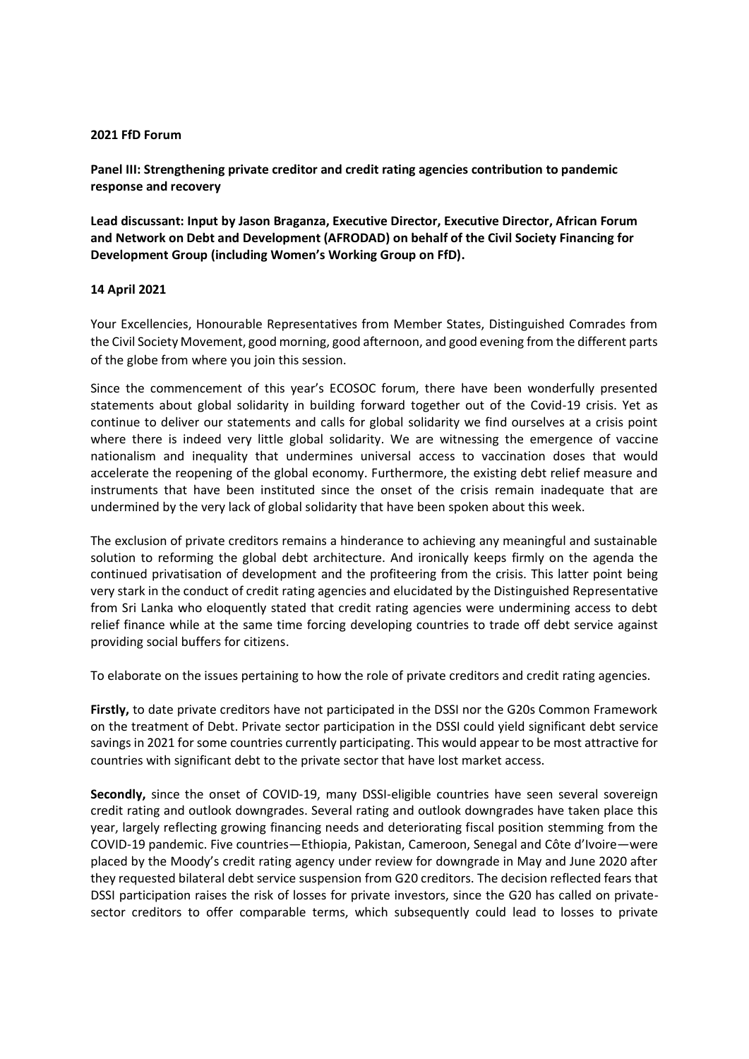**2021 FfD Forum**

**Panel III: Strengthening private creditor and credit rating agencies contribution to pandemic response and recovery**

**Lead discussant: Input by Jason Braganza, Executive Director, Executive Director, African Forum and Network on Debt and Development (AFRODAD) on behalf of the Civil Society Financing for Development Group (including Women's Working Group on FfD).**

**14 April 2021**

Your Excellencies, Honourable Representatives from Member States, Distinguished Comrades from the Civil Society Movement, good morning, good afternoon, and good evening from the different parts of the globe from where you join this session.

Since the commencement of this year's ECOSOC forum, there have been wonderfully presented statements about global solidarity in building forward together out of the Covid-19 crisis. Yet as continue to deliver our statements and calls for global solidarity we find ourselves at a crisis point where there is indeed very little global solidarity. We are witnessing the emergence of vaccine nationalism and inequality that undermines universal access to vaccination doses that would accelerate the reopening of the global economy. Furthermore, the existing debt relief measure and instruments that have been instituted since the onset of the crisis remain inadequate that are undermined by the very lack of global solidarity that have been spoken about this week.

The exclusion of private creditors remains a hinderance to achieving any meaningful and sustainable solution to reforming the global debt architecture. And ironically keeps firmly on the agenda the continued privatisation of development and the profiteering from the crisis. This latter point being very stark in the conduct of credit rating agencies and elucidated by the Distinguished Representative from Sri Lanka who eloquently stated that credit rating agencies were undermining access to debt relief finance while at the same time forcing developing countries to trade off debt service against providing social buffers for citizens.

To elaborate on the issues pertaining to how the role of private creditors and credit rating agencies.

**Firstly,** to date private creditors have not participated in the DSSI nor the G20s Common Framework on the treatment of Debt. Private sector participation in the DSSI could yield significant debt service savings in 2021 for some countries currently participating. This would appear to be most attractive for countries with significant debt to the private sector that have lost market access.

**Secondly,** since the onset of COVID-19, many DSSI-eligible countries have seen several sovereign credit rating and outlook downgrades. Several rating and outlook downgrades have taken place this year, largely reflecting growing financing needs and deteriorating fiscal position stemming from the COVID-19 pandemic. Five countries—Ethiopia, Pakistan, Cameroon, Senegal and Côte d'Ivoire—were placed by the Moody's credit rating agency under review for downgrade in May and June 2020 after they requested bilateral debt service suspension from G20 creditors. The decision reflected fears that DSSI participation raises the risk of losses for private investors, since the G20 has called on private-sector creditors to offer comparable terms, which subsequently could lead to losses to private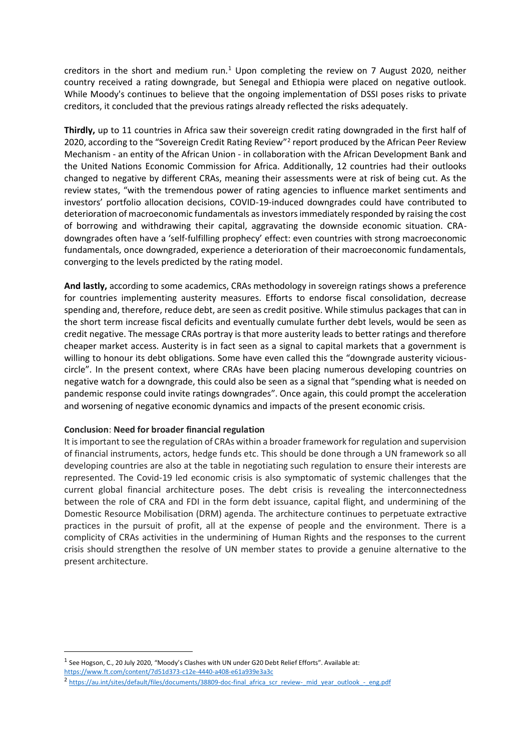creditors in the short and medium run.[1] Upon completing the review on 7 August 2020, neither country received a rating downgrade, but Senegal and Ethiopia were placed on negative outlook. While Moody's continues to believe that the ongoing implementation of DSSI poses risks to private creditors, it concluded that the previous ratings already reflected the risks adequately.

**Thirdly,** up to 11 countries in Africa saw their sovereign credit rating downgraded in the first half of 2020, according to the "Sovereign Credit Rating Review"[2] report produced by the African Peer Review Mechanism - an entity of the African Union - in collaboration with the African Development Bank and the United Nations Economic Commission for Africa. Additionally, 12 countries had their outlooks changed to negative by different CRAs, meaning their assessments were at risk of being cut. As the review states, "with the tremendous power of rating agencies to influence market sentiments and investors' portfolio allocation decisions, COVID-19-induced downgrades could have contributed to deterioration of macroeconomic fundamentals as investors immediately responded by raising the cost of borrowing and withdrawing their capital, aggravating the downside economic situation. CRA-downgrades often have a 'self-fulfilling prophecy' effect: even countries with strong macroeconomic fundamentals, once downgraded, experience a deterioration of their macroeconomic fundamentals, converging to the levels predicted by the rating model.

**And lastly,** according to some academics, CRAs methodology in sovereign ratings shows a preference for countries implementing austerity measures. Efforts to endorse fiscal consolidation, decrease spending and, therefore, reduce debt, are seen as credit positive. While stimulus packages that can in the short term increase fiscal deficits and eventually cumulate further debt levels, would be seen as credit negative. The message CRAs portray is that more austerity leads to better ratings and therefore cheaper market access. Austerity is in fact seen as a signal to capital markets that a government is willing to honour its debt obligations. Some have even called this the "downgrade austerity vicious-circle". In the present context, where CRAs have been placing numerous developing countries on negative watch for a downgrade, this could also be seen as a signal that "spending what is needed on pandemic response could invite ratings downgrades". Once again, this could prompt the acceleration and worsening of negative economic dynamics and impacts of the present economic crisis.

**Conclusion**: **Need for broader financial regulation**

It is important to see the regulation of CRAs within a broader framework for regulation and supervision of financial instruments, actors, hedge funds etc. This should be done through a UN framework so all developing countries are also at the table in negotiating such regulation to ensure their interests are represented. The Covid-19 led economic crisis is also symptomatic of systemic challenges that the current global financial architecture poses. The debt crisis is revealing the interconnectedness between the role of CRA and FDI in the form debt issuance, capital flight, and undermining of the Domestic Resource Mobilisation (DRM) agenda. The architecture continues to perpetuate extractive practices in the pursuit of profit, all at the expense of people and the environment. There is a complicity of CRAs activities in the undermining of Human Rights and the responses to the current crisis should strengthen the resolve of UN member states to provide a genuine alternative to the present architecture.

---

[1] See Hogson, C., 20 July 2020, "Moody's Clashes with UN under G20 Debt Relief Efforts". Available at: https://www.ft.com/content/7d51d373-c12e-4440-a408-e61a939e3a3c

[2] https://au.int/sites/default/files/documents/38809-doc-final_africa_scr_review-_mid_year_outlook_-_eng.pdf